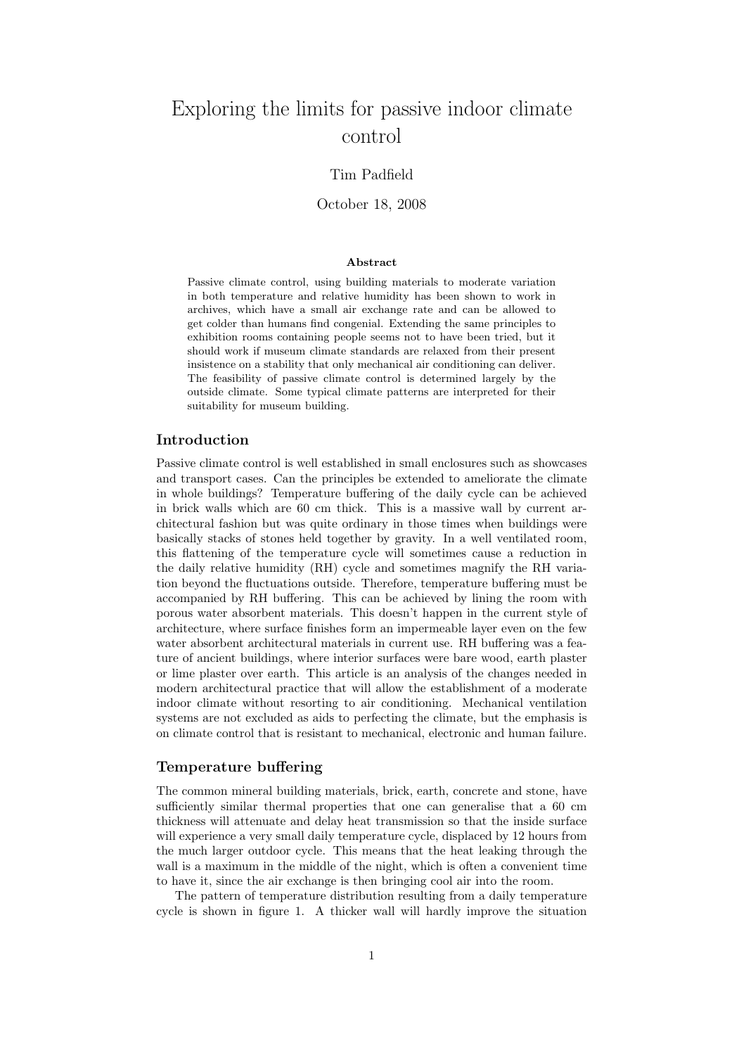# Exploring the limits for passive indoor climate control

Tim Padfield

October 18, 2008

### Abstract

Passive climate control, using building materials to moderate variation in both temperature and relative humidity has been shown to work in archives, which have a small air exchange rate and can be allowed to get colder than humans find congenial. Extending the same principles to exhibition rooms containing people seems not to have been tried, but it should work if museum climate standards are relaxed from their present insistence on a stability that only mechanical air conditioning can deliver. The feasibility of passive climate control is determined largely by the outside climate. Some typical climate patterns are interpreted for their suitability for museum building.

## Introduction

Passive climate control is well established in small enclosures such as showcases and transport cases. Can the principles be extended to ameliorate the climate in whole buildings? Temperature buffering of the daily cycle can be achieved in brick walls which are 60 cm thick. This is a massive wall by current architectural fashion but was quite ordinary in those times when buildings were basically stacks of stones held together by gravity. In a well ventilated room, this flattening of the temperature cycle will sometimes cause a reduction in the daily relative humidity (RH) cycle and sometimes magnify the RH variation beyond the fluctuations outside. Therefore, temperature buffering must be accompanied by RH buffering. This can be achieved by lining the room with porous water absorbent materials. This doesn't happen in the current style of architecture, where surface finishes form an impermeable layer even on the few water absorbent architectural materials in current use. RH buffering was a feature of ancient buildings, where interior surfaces were bare wood, earth plaster or lime plaster over earth. This article is an analysis of the changes needed in modern architectural practice that will allow the establishment of a moderate indoor climate without resorting to air conditioning. Mechanical ventilation systems are not excluded as aids to perfecting the climate, but the emphasis is on climate control that is resistant to mechanical, electronic and human failure.

## Temperature buffering

The common mineral building materials, brick, earth, concrete and stone, have sufficiently similar thermal properties that one can generalise that a 60 cm thickness will attenuate and delay heat transmission so that the inside surface will experience a very small daily temperature cycle, displaced by 12 hours from the much larger outdoor cycle. This means that the heat leaking through the wall is a maximum in the middle of the night, which is often a convenient time to have it, since the air exchange is then bringing cool air into the room.

The pattern of temperature distribution resulting from a daily temperature cycle is shown in figure 1. A thicker wall will hardly improve the situation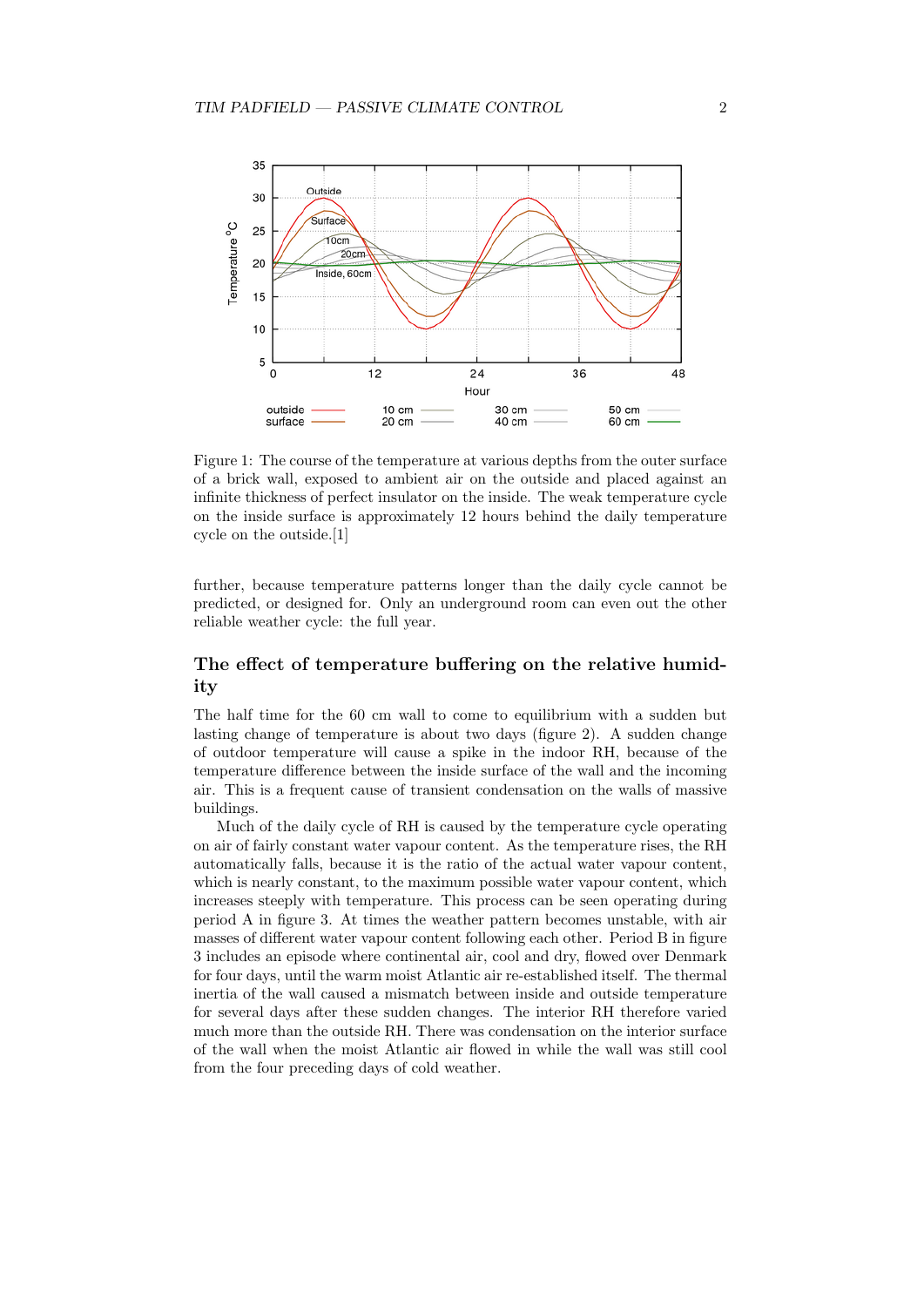Figure 1: The course of the temperature at various depths from the outer surface of a brick wall, exposed to ambient air on the outside and placed against an infinite thickness of perfect insulator on the inside. The weak temperature cycle on the inside surface is approximately 12 hours behind the daily temperature cycle on the outside.[1]

further, because temperature patterns longer than the daily cycle cannot be predicted, or designed for. Only an underground room can even out the other reliable weather cycle: the full year.

## The effect of temperature buffering on the relative humidity

The half time for the 60 cm wall to come to equilibrium with a sudden but lasting change of temperature is about two days (figure 2). A sudden change of outdoor temperature will cause a spike in the indoor RH, because of the temperature difference between the inside surface of the wall and the incoming air. This is a frequent cause of transient condensation on the walls of massive buildings.

Much of the daily cycle of RH is caused by the temperature cycle operating on air of fairly constant water vapour content. As the temperature rises, the RH automatically falls, because it is the ratio of the actual water vapour content, which is nearly constant, to the maximum possible water vapour content, which increases steeply with temperature. This process can be seen operating during period A in figure 3. At times the weather pattern becomes unstable, with air masses of different water vapour content following each other. Period B in figure 3 includes an episode where continental air, cool and dry, flowed over Denmark for four days, until the warm moist Atlantic air re-established itself. The thermal inertia of the wall caused a mismatch between inside and outside temperature for several days after these sudden changes. The interior RH therefore varied much more than the outside RH. There was condensation on the interior surface of the wall when the moist Atlantic air flowed in while the wall was still cool from the four preceding days of cold weather.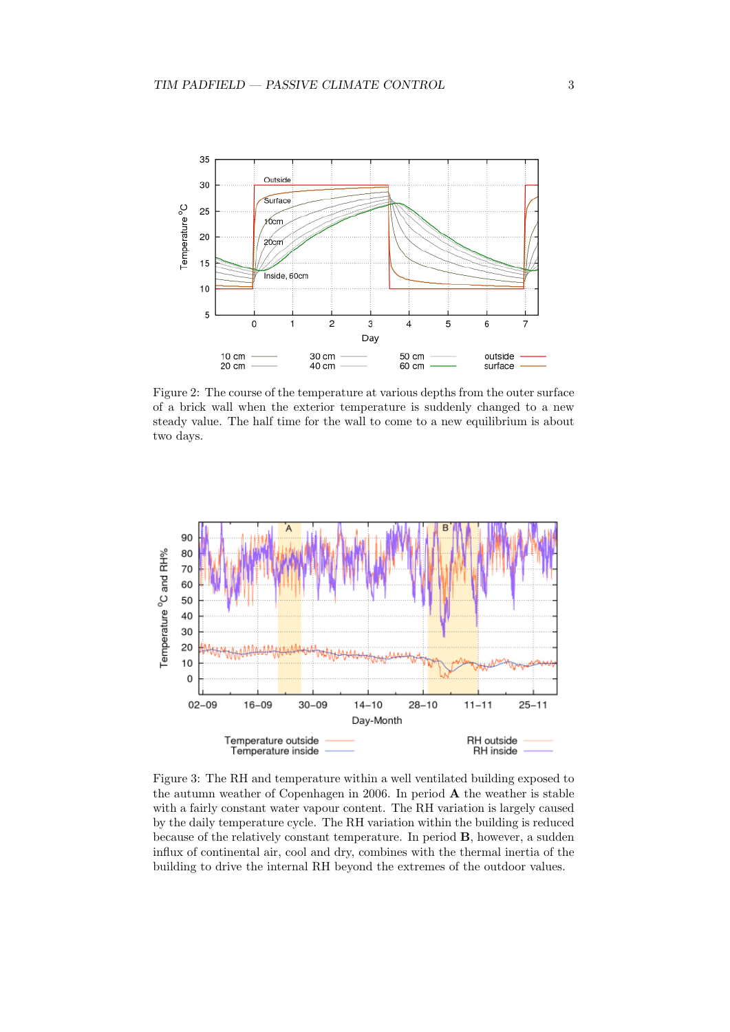Figure 2: The course of the temperature at various depths from the outer surface of a brick wall when the exterior temperature is suddenly changed to a new steady value. The half time for the wall to come to a new equilibrium is about two days.

Figure 3: The RH and temperature within a well ventilated building exposed to the autumn weather of Copenhagen in 2006. In period **A** the weather is stable with a fairly constant water vapour content. The RH variation is largely caused by the daily temperature cycle. The RH variation within the building is reduced because of the relatively constant temperature. In period **B**, however, a sudden influx of continental air, cool and dry, combines with the thermal inertia of the building to drive the internal RH beyond the extremes of the outdoor values.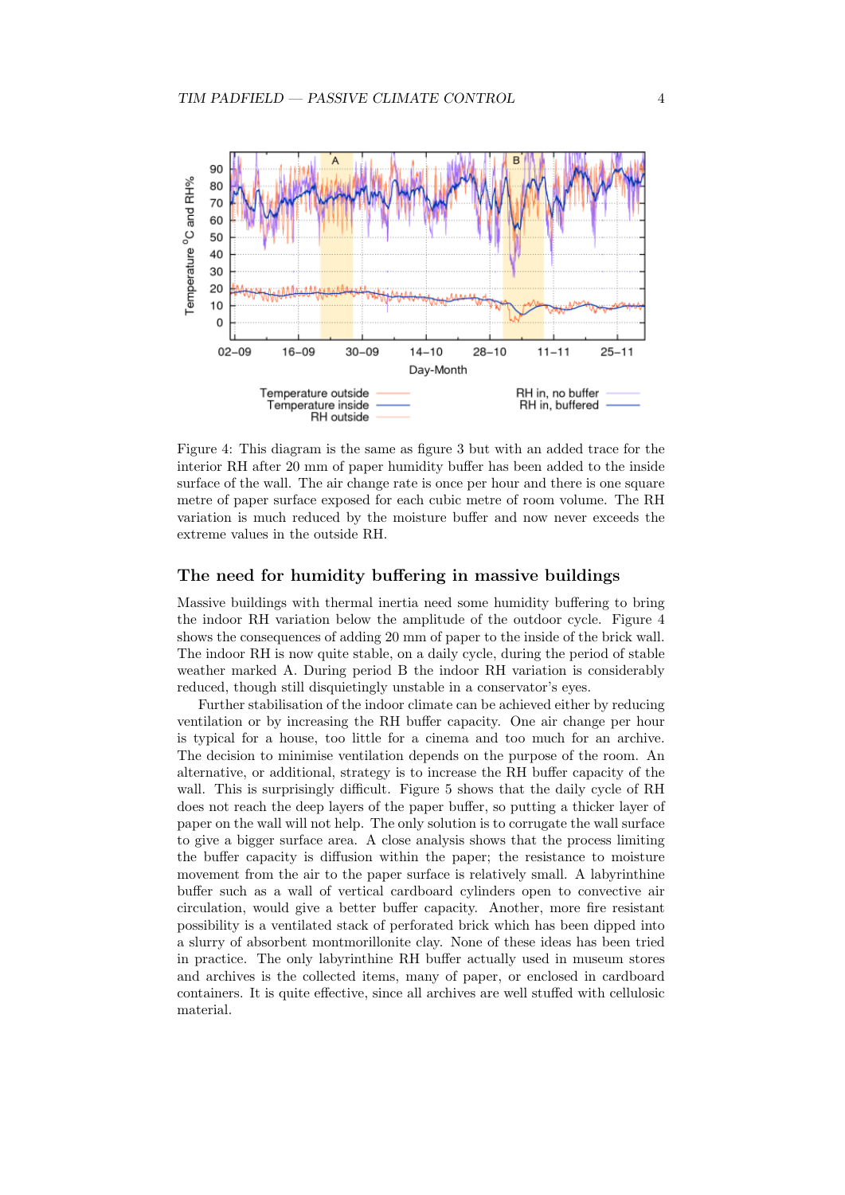Figure 4: This diagram is the same as figure 3 but with an added trace for the interior RH after 20 mm of paper humidity buffer has been added to the inside surface of the wall. The air change rate is once per hour and there is one square metre of paper surface exposed for each cubic metre of room volume. The RH variation is much reduced by the moisture buffer and now never exceeds the extreme values in the outside RH.

## The need for humidity buffering in massive buildings

Massive buildings with thermal inertia need some humidity buffering to bring the indoor RH variation below the amplitude of the outdoor cycle. Figure 4 shows the consequences of adding 20 mm of paper to the inside of the brick wall. The indoor RH is now quite stable, on a daily cycle, during the period of stable weather marked A. During period B the indoor RH variation is considerably reduced, though still disquietingly unstable in a conservator's eyes.

Further stabilisation of the indoor climate can be achieved either by reducing ventilation or by increasing the RH buffer capacity. One air change per hour is typical for a house, too little for a cinema and too much for an archive. The decision to minimise ventilation depends on the purpose of the room. An alternative, or additional, strategy is to increase the RH buffer capacity of the wall. This is surprisingly difficult. Figure 5 shows that the daily cycle of RH does not reach the deep layers of the paper buffer, so putting a thicker layer of paper on the wall will not help. The only solution is to corrugate the wall surface to give a bigger surface area. A close analysis shows that the process limiting the buffer capacity is diffusion within the paper; the resistance to moisture movement from the air to the paper surface is relatively small. A labyrinthine buffer such as a wall of vertical cardboard cylinders open to convective air circulation, would give a better buffer capacity. Another, more fire resistant possibility is a ventilated stack of perforated brick which has been dipped into a slurry of absorbent montmorillonite clay. None of these ideas has been tried in practice. The only labyrinthine RH buffer actually used in museum stores and archives is the collected items, many of paper, or enclosed in cardboard containers. It is quite effective, since all archives are well stuffed with cellulosic material.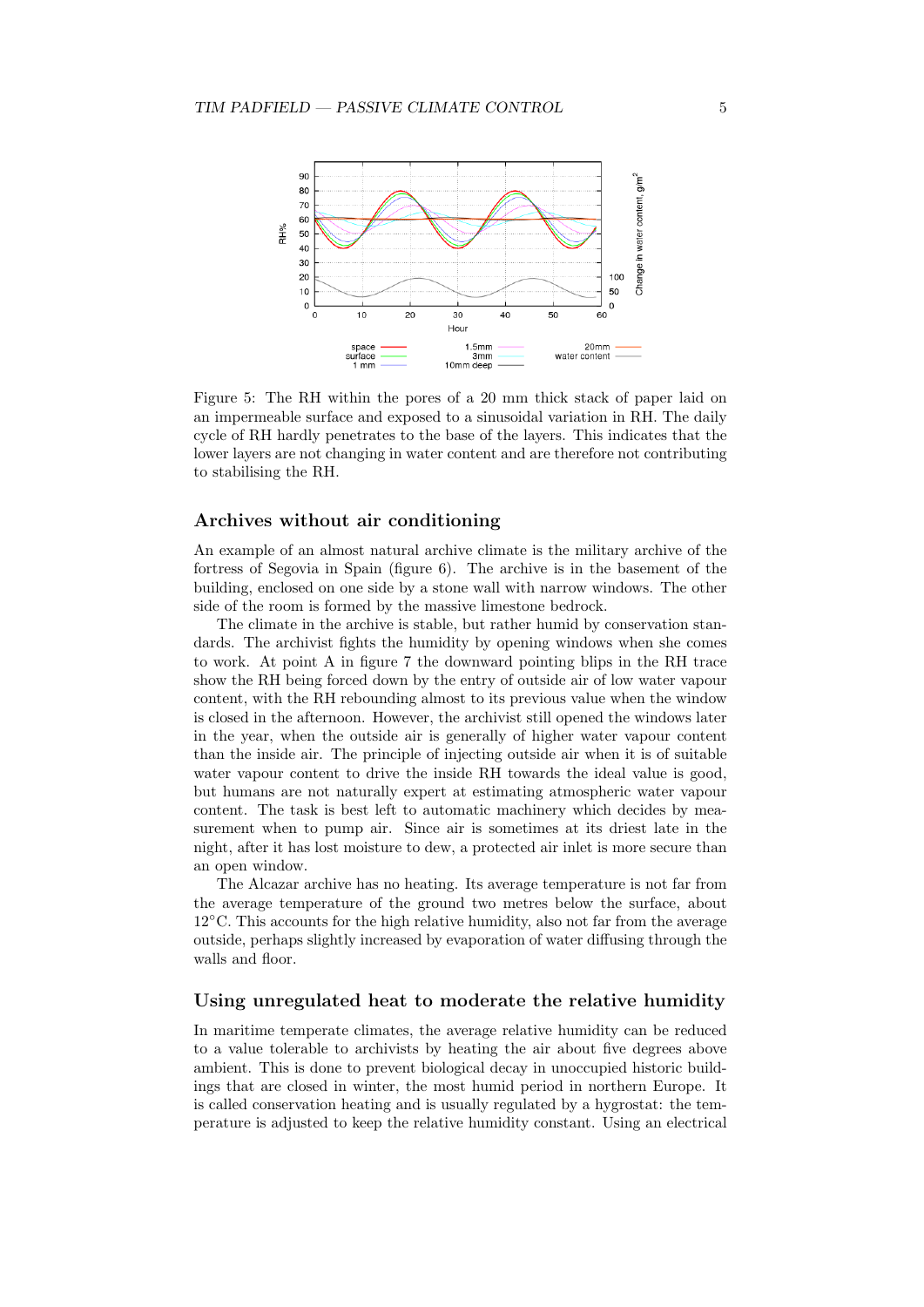Figure 5: The RH within the pores of a 20 mm thick stack of paper laid on an impermeable surface and exposed to a sinusoidal variation in RH. The daily cycle of RH hardly penetrates to the base of the layers. This indicates that the lower layers are not changing in water content and are therefore not contributing to stabilising the RH.

## Archives without air conditioning

An example of an almost natural archive climate is the military archive of the fortress of Segovia in Spain (figure 6). The archive is in the basement of the building, enclosed on one side by a stone wall with narrow windows. The other side of the room is formed by the massive limestone bedrock.

The climate in the archive is stable, but rather humid by conservation standards. The archivist fights the humidity by opening windows when she comes to work. At point A in figure 7 the downward pointing blips in the RH trace show the RH being forced down by the entry of outside air of low water vapour content, with the RH rebounding almost to its previous value when the window is closed in the afternoon. However, the archivist still opened the windows later in the year, when the outside air is generally of higher water vapour content than the inside air. The principle of injecting outside air when it is of suitable water vapour content to drive the inside RH towards the ideal value is good, but humans are not naturally expert at estimating atmospheric water vapour content. The task is best left to automatic machinery which decides by measurement when to pump air. Since air is sometimes at its driest late in the night, after it has lost moisture to dew, a protected air inlet is more secure than an open window.

The Alcazar archive has no heating. Its average temperature is not far from the average temperature of the ground two metres below the surface, about 12°C. This accounts for the high relative humidity, also not far from the average outside, perhaps slightly increased by evaporation of water diffusing through the walls and floor.

## Using unregulated heat to moderate the relative humidity

In maritime temperate climates, the average relative humidity can be reduced to a value tolerable to archivists by heating the air about five degrees above ambient. This is done to prevent biological decay in unoccupied historic buildings that are closed in winter, the most humid period in northern Europe. It is called conservation heating and is usually regulated by a hygrostat: the temperature is adjusted to keep the relative humidity constant. Using an electrical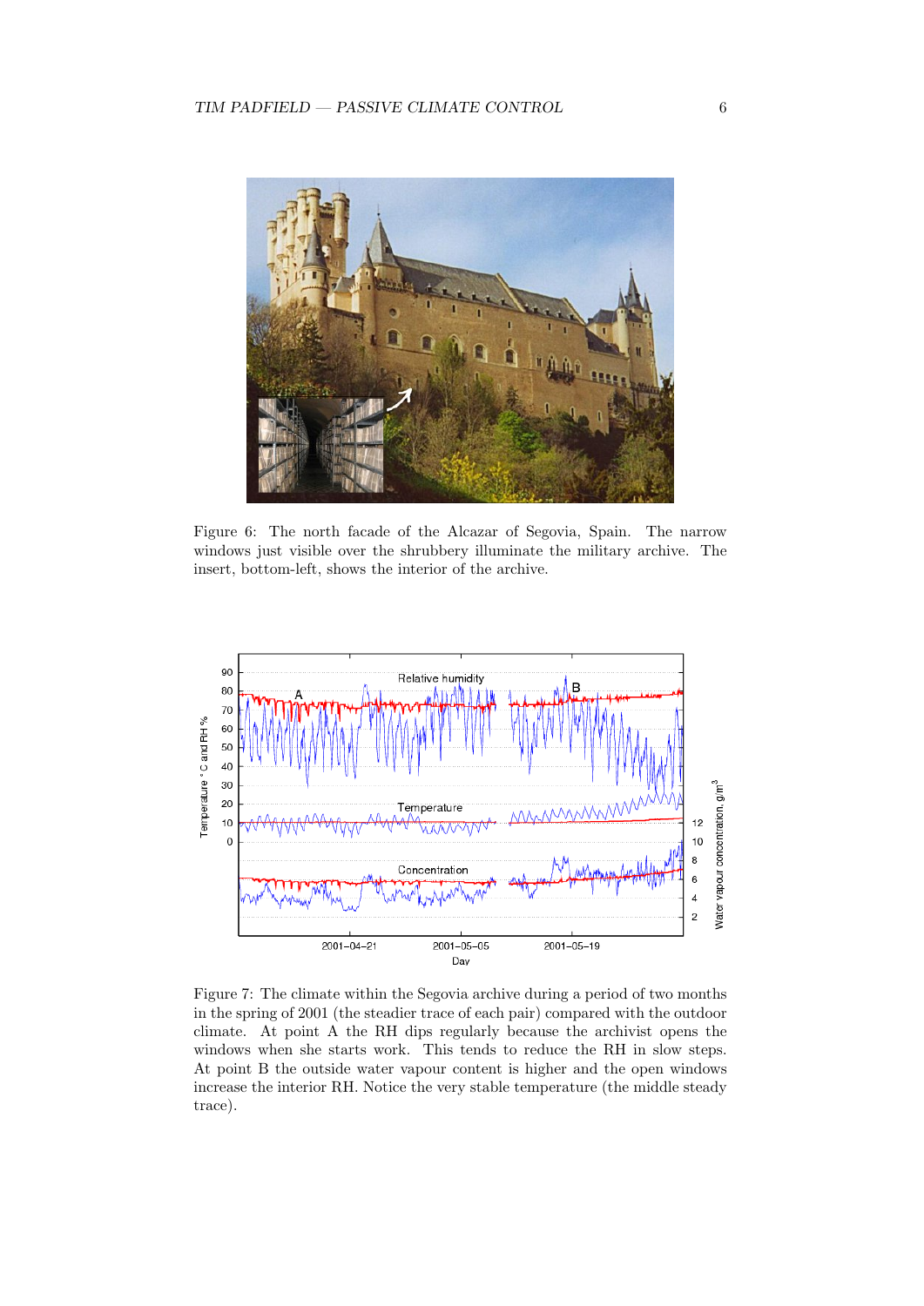Figure 6: The north facade of the Alcazar of Segovia, Spain. The narrow windows just visible over the shrubbery illuminate the military archive. The insert, bottom-left, shows the interior of the archive.

Figure 7: The climate within the Segovia archive during a period of two months in the spring of 2001 (the steadier trace of each pair) compared with the outdoor climate. At point A the RH dips regularly because the archivist opens the windows when she starts work. This tends to reduce the RH in slow steps. At point B the outside water vapour content is higher and the open windows increase the interior RH. Notice the very stable temperature (the middle steady trace).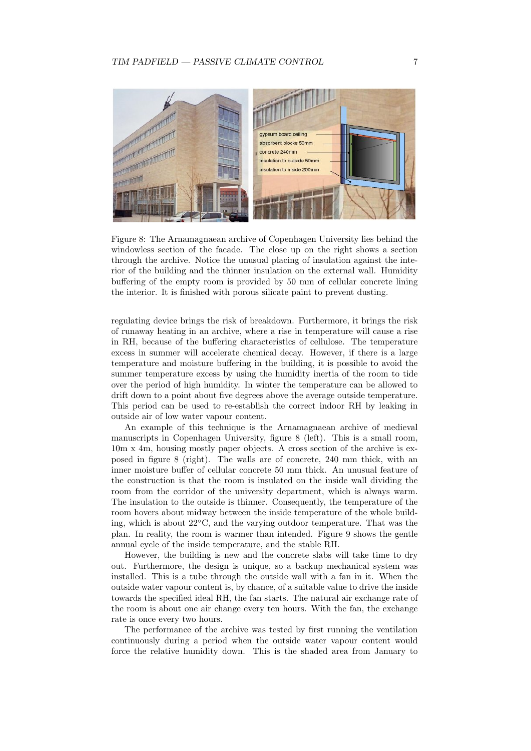Figure 8: The Arnamagnaean archive of Copenhagen University lies behind the windowless section of the facade. The close up on the right shows a section through the archive. Notice the unusual placing of insulation against the interior of the building and the thinner insulation on the external wall. Humidity buffering of the empty room is provided by 50 mm of cellular concrete lining the interior. It is finished with porous silicate paint to prevent dusting.

regulating device brings the risk of breakdown. Furthermore, it brings the risk of runaway heating in an archive, where a rise in temperature will cause a rise in RH, because of the buffering characteristics of cellulose. The temperature excess in summer will accelerate chemical decay. However, if there is a large temperature and moisture buffering in the building, it is possible to avoid the summer temperature excess by using the humidity inertia of the room to tide over the period of high humidity. In winter the temperature can be allowed to drift down to a point about five degrees above the average outside temperature. This period can be used to re-establish the correct indoor RH by leaking in outside air of low water vapour content.

An example of this technique is the Arnamagnaean archive of medieval manuscripts in Copenhagen University, figure 8 (left). This is a small room, 10m x 4m, housing mostly paper objects. A cross section of the archive is exposed in figure 8 (right). The walls are of concrete, 240 mm thick, with an inner moisture buffer of cellular concrete 50 mm thick. An unusual feature of the construction is that the room is insulated on the inside wall dividing the room from the corridor of the university department, which is always warm. The insulation to the outside is thinner. Consequently, the temperature of the room hovers about midway between the inside temperature of the whole building, which is about 22°C, and the varying outdoor temperature. That was the plan. In reality, the room is warmer than intended. Figure 9 shows the gentle annual cycle of the inside temperature, and the stable RH.

However, the building is new and the concrete slabs will take time to dry out. Furthermore, the design is unique, so a backup mechanical system was installed. This is a tube through the outside wall with a fan in it. When the outside water vapour content is, by chance, of a suitable value to drive the inside towards the specified ideal RH, the fan starts. The natural air exchange rate of the room is about one air change every ten hours. With the fan, the exchange rate is once every two hours.

The performance of the archive was tested by first running the ventilation continuously during a period when the outside water vapour content would force the relative humidity down. This is the shaded area from January to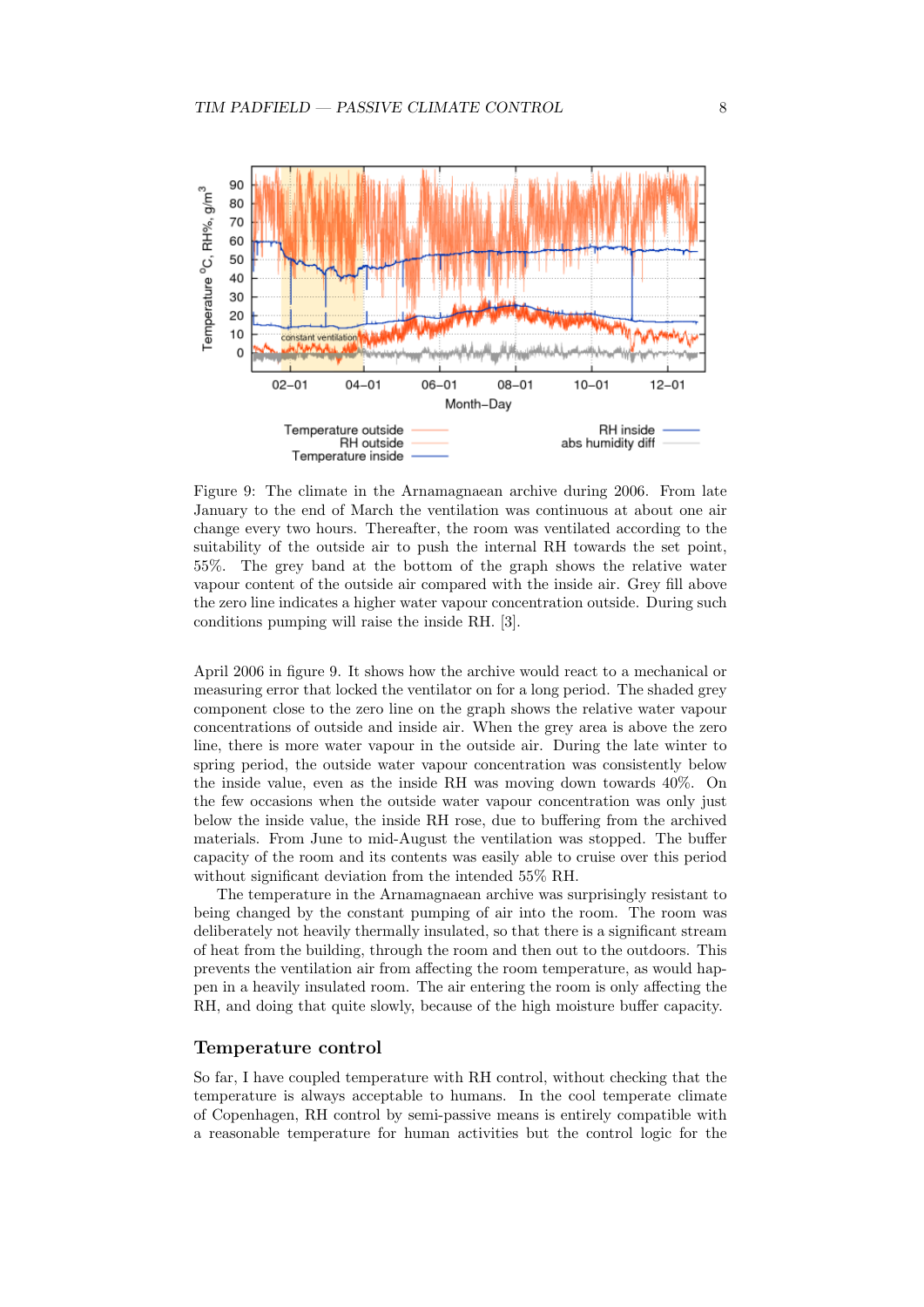Figure 9: The climate in the Arnamagnaean archive during 2006. From late January to the end of March the ventilation was continuous at about one air change every two hours. Thereafter, the room was ventilated according to the suitability of the outside air to push the internal RH towards the set point, 55%. The grey band at the bottom of the graph shows the relative water vapour content of the outside air compared with the inside air. Grey fill above the zero line indicates a higher water vapour concentration outside. During such conditions pumping will raise the inside RH. [3].

April 2006 in figure 9. It shows how the archive would react to a mechanical or measuring error that locked the ventilator on for a long period. The shaded grey component close to the zero line on the graph shows the relative water vapour concentrations of outside and inside air. When the grey area is above the zero line, there is more water vapour in the outside air. During the late winter to spring period, the outside water vapour concentration was consistently below the inside value, even as the inside RH was moving down towards 40%. On the few occasions when the outside water vapour concentration was only just below the inside value, the inside RH rose, due to buffering from the archived materials. From June to mid-August the ventilation was stopped. The buffer capacity of the room and its contents was easily able to cruise over this period without significant deviation from the intended 55% RH.

The temperature in the Arnamagnaean archive was surprisingly resistant to being changed by the constant pumping of air into the room. The room was deliberately not heavily thermally insulated, so that there is a significant stream of heat from the building, through the room and then out to the outdoors. This prevents the ventilation air from affecting the room temperature, as would happen in a heavily insulated room. The air entering the room is only affecting the RH, and doing that quite slowly, because of the high moisture buffer capacity.

## Temperature control

So far, I have coupled temperature with RH control, without checking that the temperature is always acceptable to humans. In the cool temperate climate of Copenhagen, RH control by semi-passive means is entirely compatible with a reasonable temperature for human activities but the control logic for the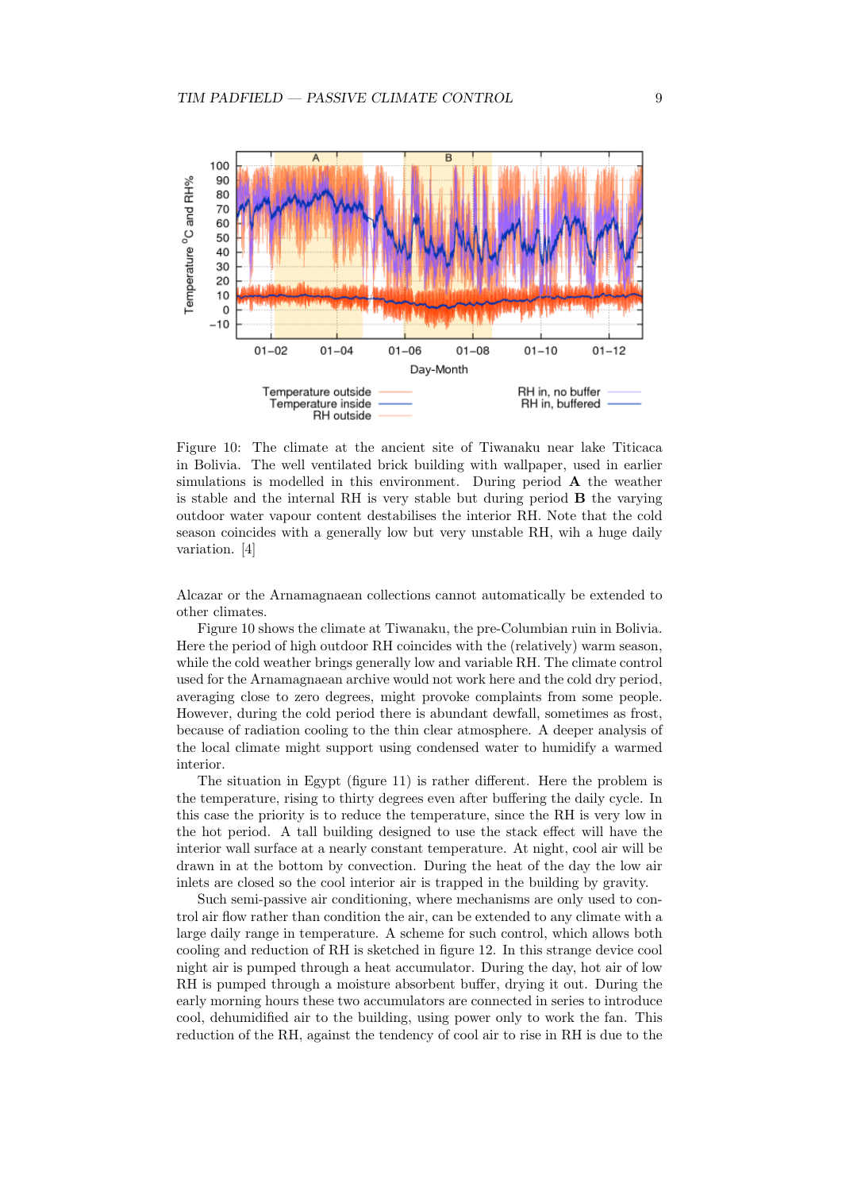Figure 10: The climate at the ancient site of Tiwanaku near lake Titicaca in Bolivia. The well ventilated brick building with wallpaper, used in earlier simulations is modelled in this environment. During period **A** the weather is stable and the internal RH is very stable but during period **B** the varying outdoor water vapour content destabilises the interior RH. Note that the cold season coincides with a generally low but very unstable RH, wih a huge daily variation. [4]

Alcazar or the Arnamagnaean collections cannot automatically be extended to other climates.

Figure 10 shows the climate at Tiwanaku, the pre-Columbian ruin in Bolivia. Here the period of high outdoor RH coincides with the (relatively) warm season, while the cold weather brings generally low and variable RH. The climate control used for the Arnamagnaean archive would not work here and the cold dry period, averaging close to zero degrees, might provoke complaints from some people. However, during the cold period there is abundant dewfall, sometimes as frost, because of radiation cooling to the thin clear atmosphere. A deeper analysis of the local climate might support using condensed water to humidify a warmed interior.

The situation in Egypt (figure 11) is rather different. Here the problem is the temperature, rising to thirty degrees even after buffering the daily cycle. In this case the priority is to reduce the temperature, since the RH is very low in the hot period. A tall building designed to use the stack effect will have the interior wall surface at a nearly constant temperature. At night, cool air will be drawn in at the bottom by convection. During the heat of the day the low air inlets are closed so the cool interior air is trapped in the building by gravity.

Such semi-passive air conditioning, where mechanisms are only used to control air flow rather than condition the air, can be extended to any climate with a large daily range in temperature. A scheme for such control, which allows both cooling and reduction of RH is sketched in figure 12. In this strange device cool night air is pumped through a heat accumulator. During the day, hot air of low RH is pumped through a moisture absorbent buffer, drying it out. During the early morning hours these two accumulators are connected in series to introduce cool, dehumidified air to the building, using power only to work the fan. This reduction of the RH, against the tendency of cool air to rise in RH is due to the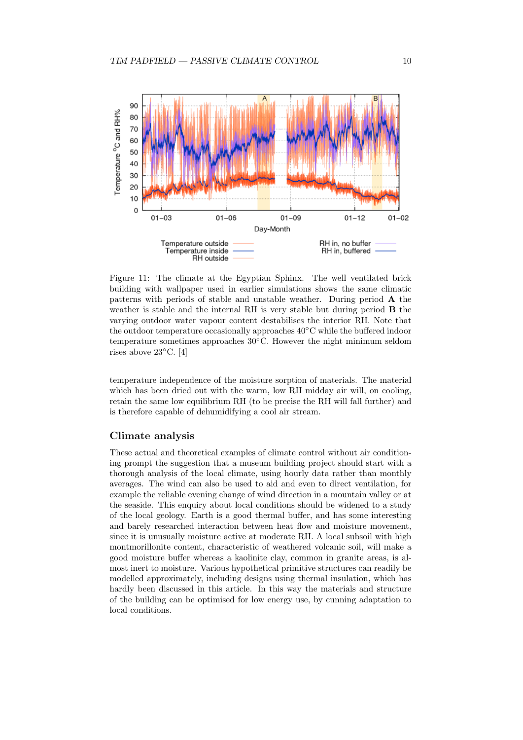Figure 11: The climate at the Egyptian Sphinx. The well ventilated brick building with wallpaper used in earlier simulations shows the same climatic patterns with periods of stable and unstable weather. During period **A** the weather is stable and the internal RH is very stable but during period **B** the varying outdoor water vapour content destabilises the interior RH. Note that the outdoor temperature occasionally approaches 40°C while the buffered indoor temperature sometimes approaches 30°C. However the night minimum seldom rises above 23°C. [4]

temperature independence of the moisture sorption of materials. The material which has been dried out with the warm, low RH midday air will, on cooling, retain the same low equilibrium RH (to be precise the RH will fall further) and is therefore capable of dehumidifying a cool air stream.

## Climate analysis

These actual and theoretical examples of climate control without air conditioning prompt the suggestion that a museum building project should start with a thorough analysis of the local climate, using hourly data rather than monthly averages. The wind can also be used to aid and even to direct ventilation, for example the reliable evening change of wind direction in a mountain valley or at the seaside. This enquiry about local conditions should be widened to a study of the local geology. Earth is a good thermal buffer, and has some interesting and barely researched interaction between heat flow and moisture movement, since it is unusually moisture active at moderate RH. A local subsoil with high montmorillonite content, characteristic of weathered volcanic soil, will make a good moisture buffer whereas a kaolinite clay, common in granite areas, is almost inert to moisture. Various hypothetical primitive structures can readily be modelled approximately, including designs using thermal insulation, which has hardly been discussed in this article. In this way the materials and structure of the building can be optimised for low energy use, by cunning adaptation to local conditions.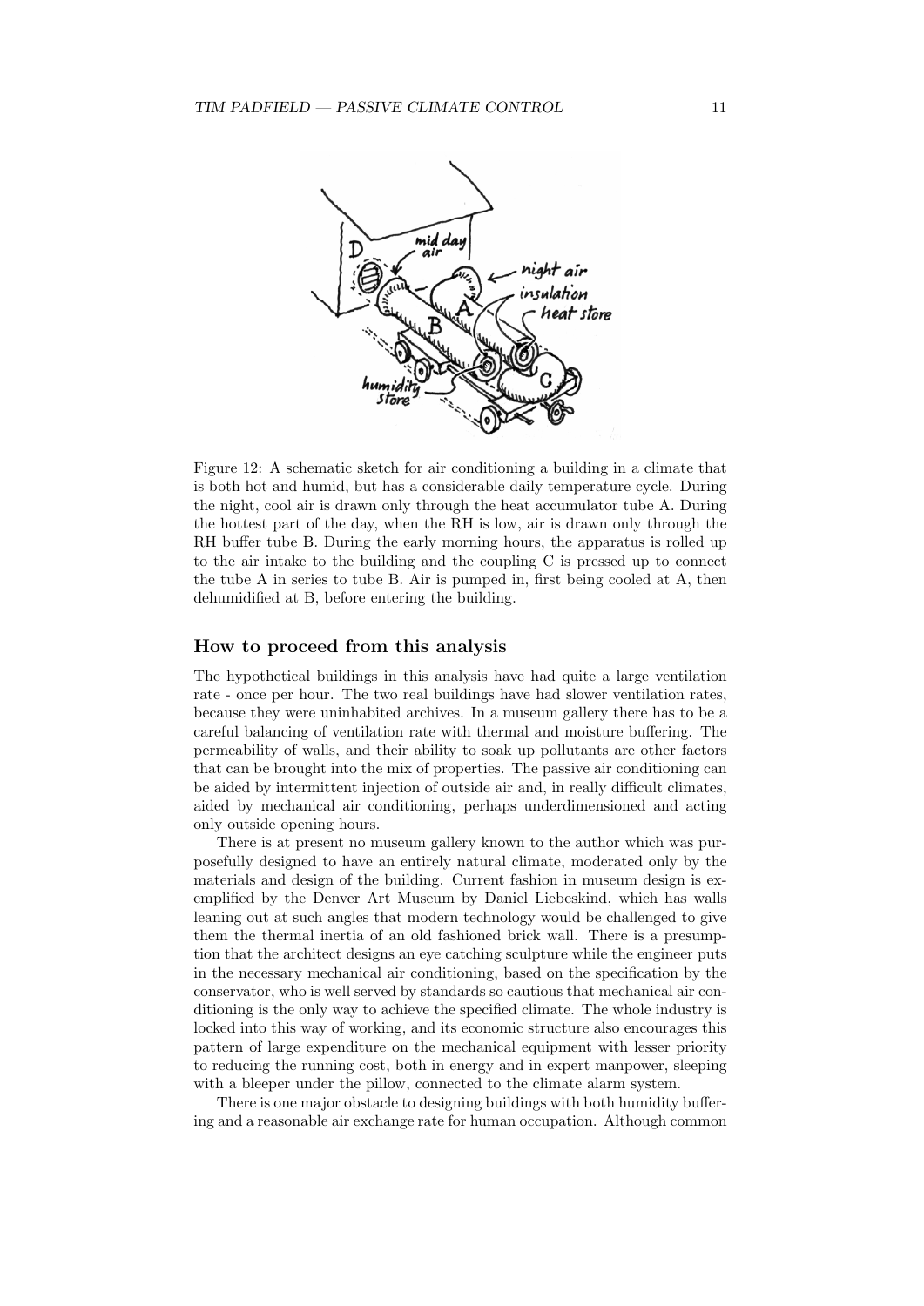Figure 12: A schematic sketch for air conditioning a building in a climate that is both hot and humid, but has a considerable daily temperature cycle. During the night, cool air is drawn only through the heat accumulator tube A. During the hottest part of the day, when the RH is low, air is drawn only through the RH buffer tube B. During the early morning hours, the apparatus is rolled up to the air intake to the building and the coupling C is pressed up to connect the tube A in series to tube B. Air is pumped in, first being cooled at A, then dehumidified at B, before entering the building.

### How to proceed from this analysis

The hypothetical buildings in this analysis have had quite a large ventilation rate - once per hour. The two real buildings have had slower ventilation rates, because they were uninhabited archives. In a museum gallery there has to be a careful balancing of ventilation rate with thermal and moisture buffering. The permeability of walls, and their ability to soak up pollutants are other factors that can be brought into the mix of properties. The passive air conditioning can be aided by intermittent injection of outside air and, in really difficult climates, aided by mechanical air conditioning, perhaps underdimensioned and acting only outside opening hours.

There is at present no museum gallery known to the author which was purposefully designed to have an entirely natural climate, moderated only by the materials and design of the building. Current fashion in museum design is exemplified by the Denver Art Museum by Daniel Liebeskind, which has walls leaning out at such angles that modern technology would be challenged to give them the thermal inertia of an old fashioned brick wall. There is a presumption that the architect designs an eye catching sculpture while the engineer puts in the necessary mechanical air conditioning, based on the specification by the conservator, who is well served by standards so cautious that mechanical air conditioning is the only way to achieve the specified climate. The whole industry is locked into this way of working, and its economic structure also encourages this pattern of large expenditure on the mechanical equipment with lesser priority to reducing the running cost, both in energy and in expert manpower, sleeping with a bleeper under the pillow, connected to the climate alarm system.

There is one major obstacle to designing buildings with both humidity buffering and a reasonable air exchange rate for human occupation. Although common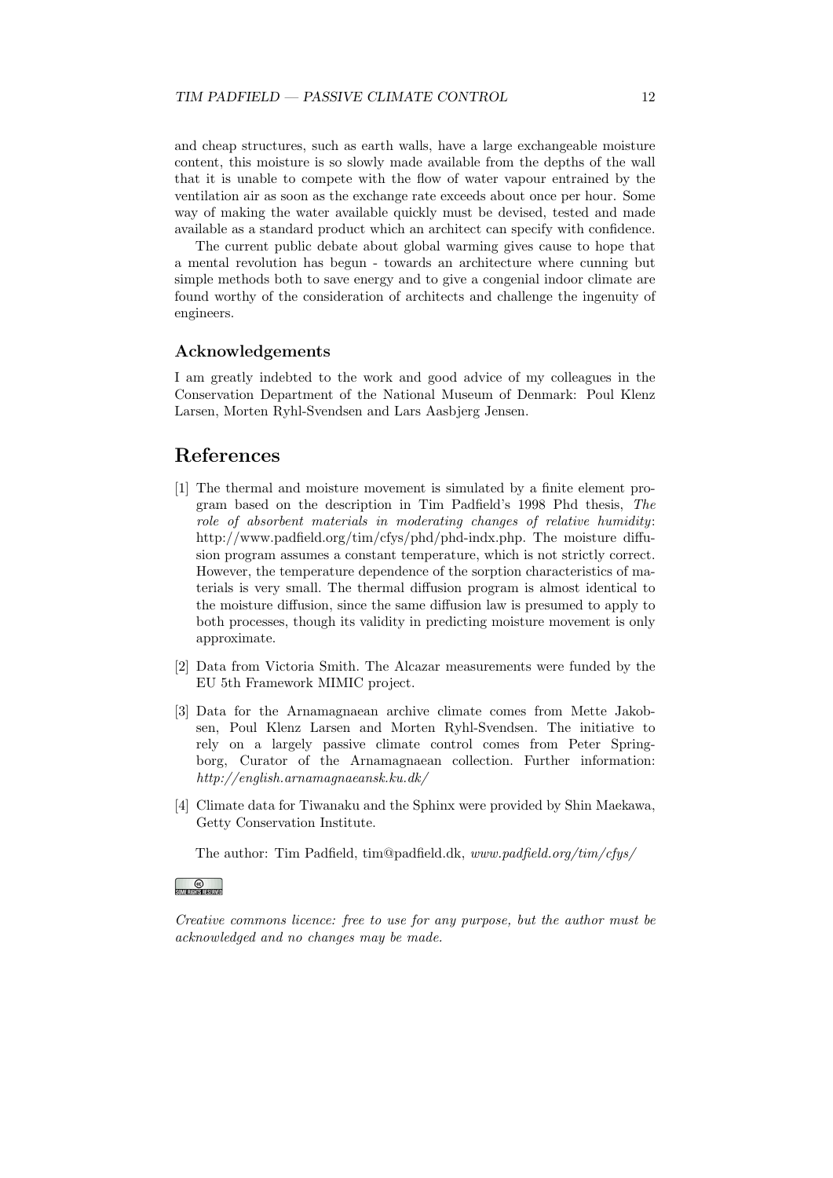and cheap structures, such as earth walls, have a large exchangeable moisture content, this moisture is so slowly made available from the depths of the wall that it is unable to compete with the flow of water vapour entrained by the ventilation air as soon as the exchange rate exceeds about once per hour. Some way of making the water available quickly must be devised, tested and made available as a standard product which an architect can specify with confidence.

The current public debate about global warming gives cause to hope that a mental revolution has begun - towards an architecture where cunning but simple methods both to save energy and to give a congenial indoor climate are found worthy of the consideration of architects and challenge the ingenuity of engineers.

### Acknowledgements

I am greatly indebted to the work and good advice of my colleagues in the Conservation Department of the National Museum of Denmark: Poul Klenz Larsen, Morten Ryhl-Svendsen and Lars Aasbjerg Jensen.

## References

[1] The thermal and moisture movement is simulated by a finite element program based on the description in Tim Padfield's 1998 Phd thesis, *The role of absorbent materials in moderating changes of relative humidity*: http://www.padfield.org/tim/cfys/phd/phd-indx.php. The moisture diffusion program assumes a constant temperature, which is not strictly correct. However, the temperature dependence of the sorption characteristics of materials is very small. The thermal diffusion program is almost identical to the moisture diffusion, since the same diffusion law is presumed to apply to both processes, though its validity in predicting moisture movement is only approximate.

[2] Data from Victoria Smith. The Alcazar measurements were funded by the EU 5th Framework MIMIC project.

[3] Data for the Arnamagnaean archive climate comes from Mette Jakobsen, Poul Klenz Larsen and Morten Ryhl-Svendsen. The initiative to rely on a largely passive climate control comes from Peter Springborg, Curator of the Arnamagnaean collection. Further information: *http://english.arnamagnaeansk.ku.dk/*

[4] Climate data for Tiwanaku and the Sphinx were provided by Shin Maekawa, Getty Conservation Institute.

The author: Tim Padfield, tim@padfield.dk, *www.padfield.org/tim/cfys/*

*Creative commons licence: free to use for any purpose, but the author must be acknowledged and no changes may be made.*